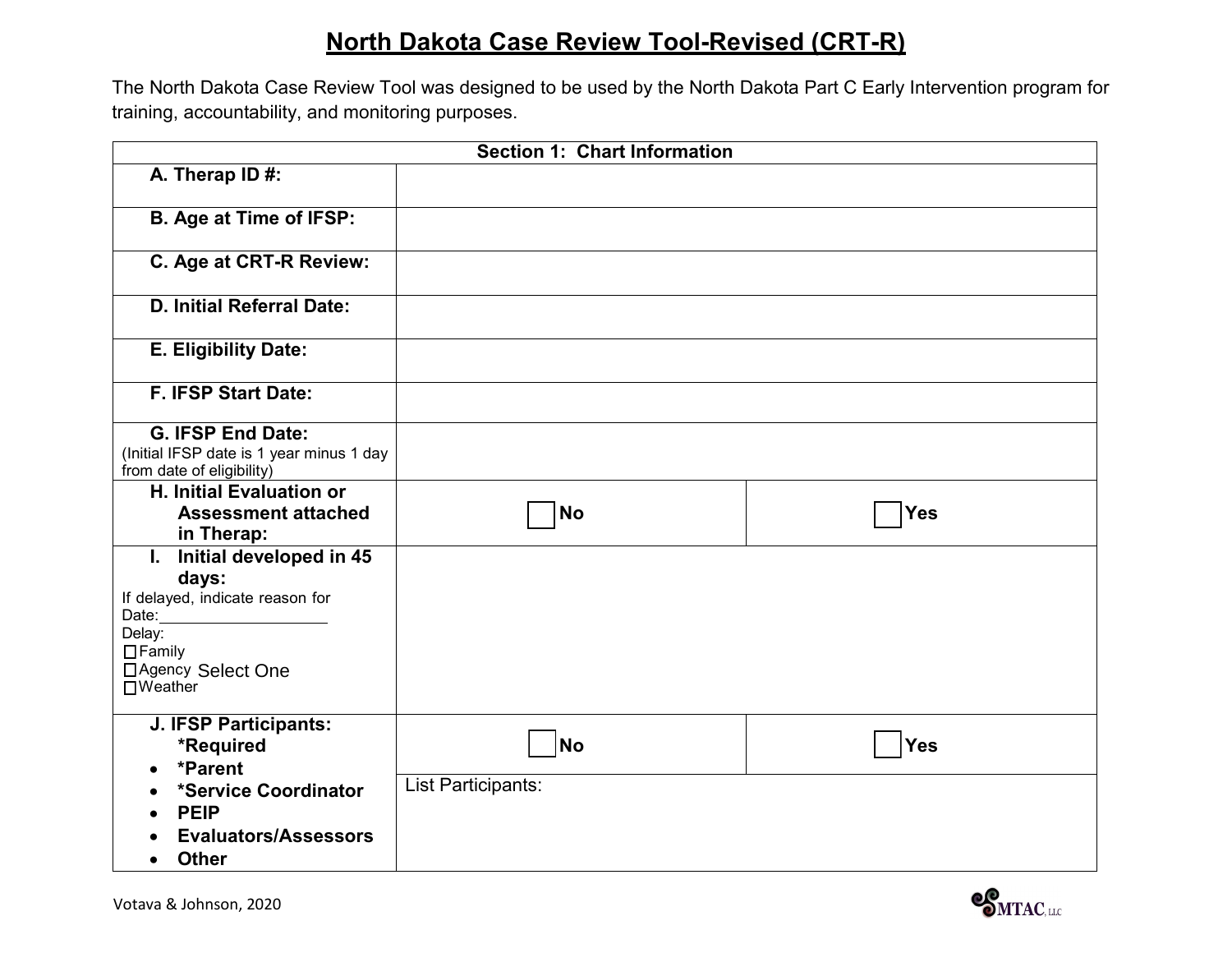# North Dakota Case Review Tool-Revised (CRT-R)

The North Dakota Case Review Tool was designed to be used by the North Dakota Part C Early Intervention program for training, accountability, and monitoring purposes.

| Section 1: Chart Information | | |
|---|---|---|
| **A. Therap ID #:** | | |
| **B. Age at Time of IFSP:** | | |
| **C. Age at CRT-R Review:** | | |
| **D. Initial Referral Date:** | | |
| **E. Eligibility Date:** | | |
| **F. IFSP Start Date:** | | |
| **G. IFSP End Date:** (Initial IFSP date is 1 year minus 1 day from date of eligibility) | | |
| **H. Initial Evaluation or Assessment attached in Therap:** | ☐ **No** | ☐ **Yes** |
| **I. Initial developed in 45 days:** If delayed, indicate reason for Date:____________ Delay: ☐ Family ☐ Agency ☐ Weather Select One | | |
| **J. IFSP Participants:** **\*Required** • **\*Parent** • **\*Service Coordinator** • **PEIP** • **Evaluators/Assessors** • **Other** | ☐ **No** | ☐ **Yes** |
| | List Participants: | |

Votava & Johnson, 2020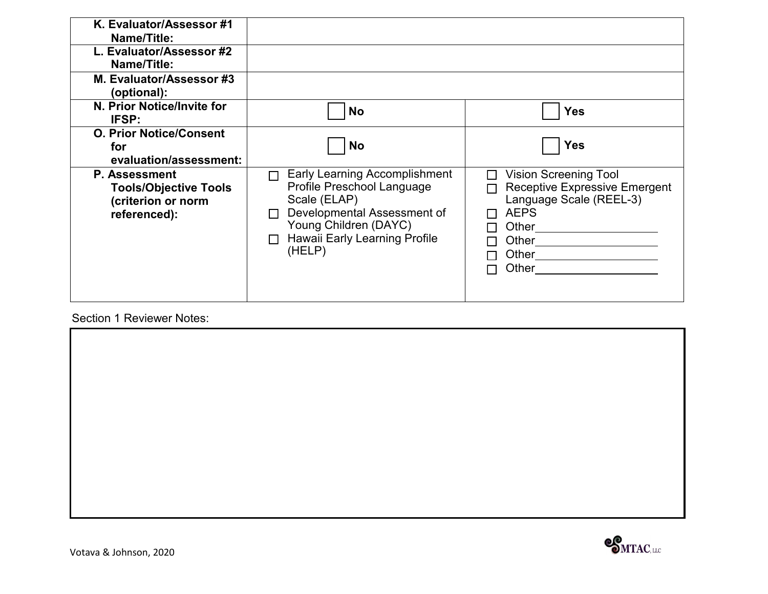| | | |
|---|---|---|
| **K. Evaluator/Assessor #1 Name/Title:** | | |
| **L. Evaluator/Assessor #2 Name/Title:** | | |
| **M. Evaluator/Assessor #3 (optional):** | | |
| **N. Prior Notice/Invite for IFSP:** | ☐ **No** | ☐ **Yes** |
| **O. Prior Notice/Consent for evaluation/assessment:** | ☐ **No** | ☐ **Yes** |
| **P. Assessment Tools/Objective Tools (criterion or norm referenced):** | ☐ Early Learning Accomplishment Profile Preschool Language Scale (ELAP)<br>☐ Developmental Assessment of Young Children (DAYC)<br>☐ Hawaii Early Learning Profile (HELP) | ☐ Vision Screening Tool<br>☐ Receptive Expressive Emergent Language Scale (REEL-3)<br>☐ AEPS<br>☐ Other\_\_\_\_\_\_\_\_\_\_\_\_\_\_\_\_<br>☐ Other\_\_\_\_\_\_\_\_\_\_\_\_\_\_\_\_<br>☐ Other\_\_\_\_\_\_\_\_\_\_\_\_\_\_\_\_<br>☐ Other\_\_\_\_\_\_\_\_\_\_\_\_\_\_\_\_ |

Section 1 Reviewer Notes:

| |
|---|
| |

Votava & Johnson, 2020

MTAC, LLC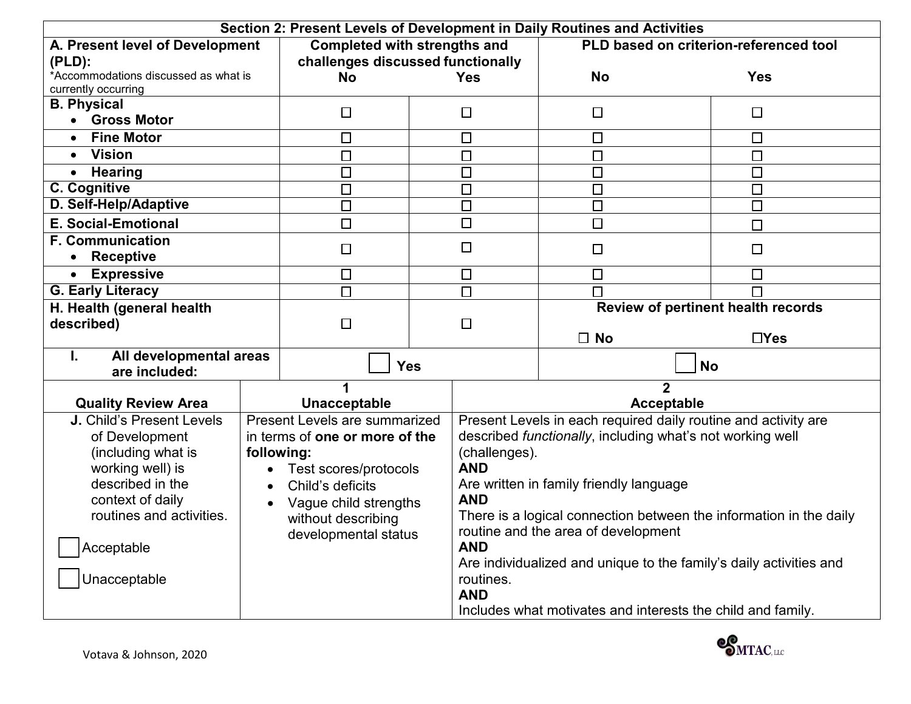| Section 2: Present Levels of Development in Daily Routines and Activities | | | | |
|---|---|---|---|---|
| **A. Present level of Development (PLD):** *Accommodations discussed as what is currently occurring | **Completed with strengths and challenges discussed functionally** **No** | **Yes** | **PLD based on criterion-referenced tool** **No** | **Yes** |
| **B. Physical** • **Gross Motor** | ☐ | ☐ | ☐ | ☐ |
| • **Fine Motor** | ☐ | ☐ | ☐ | ☐ |
| • **Vision** | ☐ | ☐ | ☐ | ☐ |
| • **Hearing** | ☐ | ☐ | ☐ | ☐ |
| **C. Cognitive** | ☐ | ☐ | ☐ | ☐ |
| **D. Self-Help/Adaptive** | ☐ | ☐ | ☐ | ☐ |
| **E. Social-Emotional** | ☐ | ☐ | ☐ | ☐ |
| **F. Communication** • **Receptive** | ☐ | ☐ | ☐ | ☐ |
| • **Expressive** | ☐ | ☐ | ☐ | ☐ |
| **G. Early Literacy** | ☐ | ☐ | ☐ | ☐ |
| **H. Health (general health described)** | ☐ | ☐ | **Review of pertinent health records** ☐ **No** | ☐**Yes** |
| **I. All developmental areas are included:** | ☐ **Yes** | | ☐ **No** | |

| **Quality Review Area** | **1** **Unacceptable** | **2** **Acceptable** |
|---|---|---|
| **J.** Child's Present Levels of Development (including what is working well) is described in the context of daily routines and activities. ☐ Acceptable ☐ Unacceptable | Present Levels are summarized in terms of **one or more of the following:** • Test scores/protocols • Child's deficits • Vague child strengths without describing developmental status | Present Levels in each required daily routine and activity are described *functionally*, including what's not working well (challenges). **AND** Are written in family friendly language **AND** There is a logical connection between the information in the daily routine and the area of development **AND** Are individualized and unique to the family's daily activities and routines. **AND** Includes what motivates and interests the child and family. |

Votava & Johnson, 2020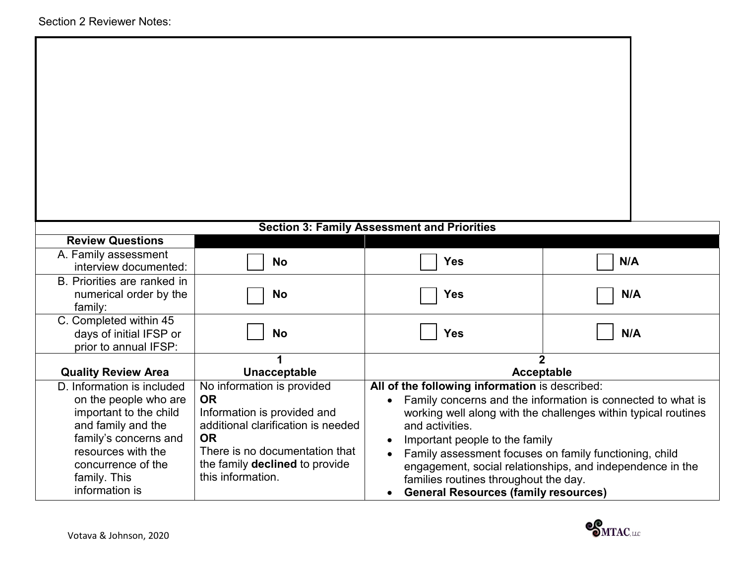Section 2 Reviewer Notes:

| Section 3: Family Assessment and Priorities | | | |
|---|---|---|---|
| **Review Questions** | | | |
| A. Family assessment interview documented: | ☐ **No** | ☐ **Yes** | ☐ **N/A** |
| B. Priorities are ranked in numerical order by the family: | ☐ **No** | ☐ **Yes** | ☐ **N/A** |
| C. Completed within 45 days of initial IFSP or prior to annual IFSP: | ☐ **No** | ☐ **Yes** | ☐ **N/A** |
| **Quality Review Area** | **1**<br>**Unacceptable** | **2**<br>**Acceptable** | |
| D. Information is included on the people who are important to the child and family and the family's concerns and resources with the concurrence of the family. This information is | No information is provided<br>**OR**<br>Information is provided and additional clarification is needed<br>**OR**<br>There is no documentation that the family **declined** to provide this information. | **All of the following information** is described:<br>• Family concerns and the information is connected to what is working well along with the challenges within typical routines and activities.<br>• Important people to the family<br>• Family assessment focuses on family functioning, child engagement, social relationships, and independence in the families routines throughout the day.<br>• **General Resources (family resources)** | |

Votava & Johnson, 2020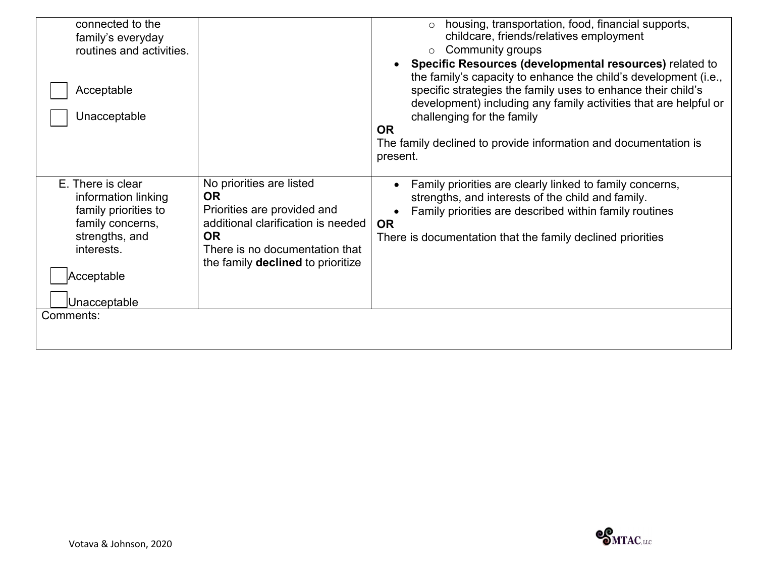| | | |
|---|---|---|
| connected to the family's everyday routines and activities.<br><br>☐ Acceptable<br>☐ Unacceptable | | ○ housing, transportation, food, financial supports, childcare, friends/relatives employment<br>○ Community groups<br>• **Specific Resources (developmental resources)** related to the family's capacity to enhance the child's development (i.e., specific strategies the family uses to enhance their child's development) including any family activities that are helpful or challenging for the family<br>**OR**<br>The family declined to provide information and documentation is present. |
| E. There is clear information linking family priorities to family concerns, strengths, and interests.<br><br>☐ Acceptable<br>☐ Unacceptable | No priorities are listed<br>**OR**<br>Priorities are provided and additional clarification is needed<br>**OR**<br>There is no documentation that the family **declined** to prioritize | • Family priorities are clearly linked to family concerns, strengths, and interests of the child and family.<br>• Family priorities are described within family routines<br>**OR**<br>There is documentation that the family declined priorities |
| Comments: | | |

Votava & Johnson, 2020

MTAC, LLC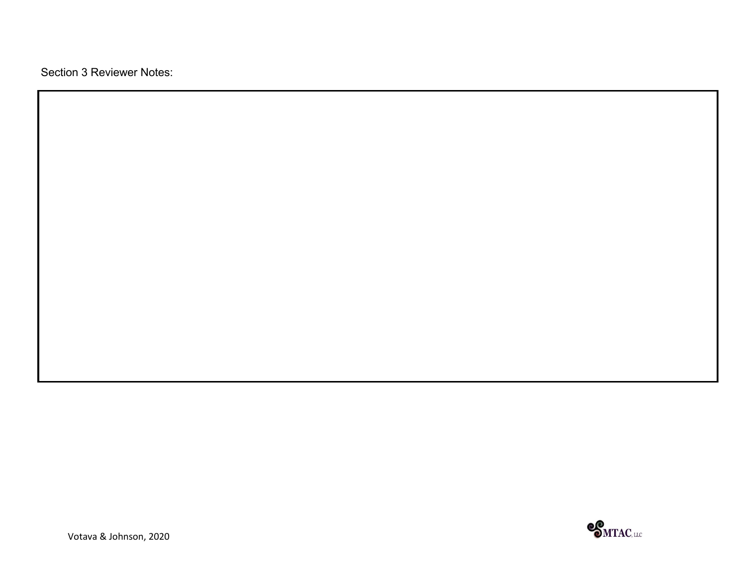Section 3 Reviewer Notes: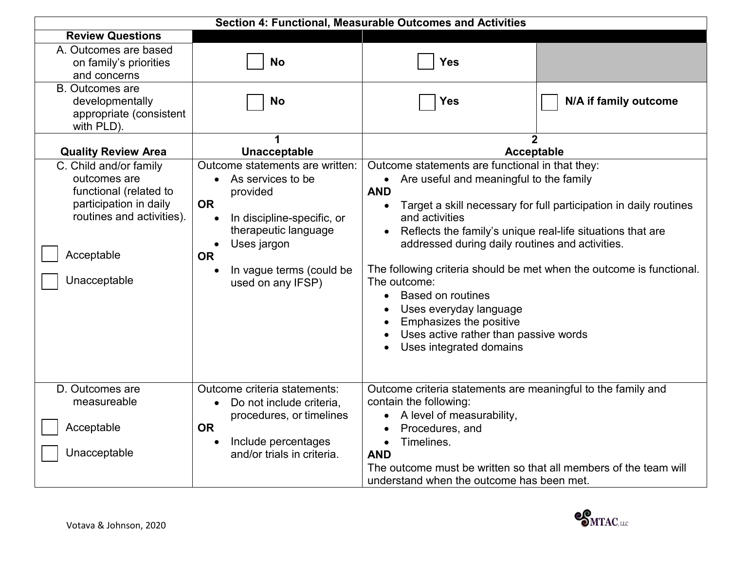| Section 4: Functional, Measurable Outcomes and Activities | | | |
|---|---|---|---|
| **Review Questions** | | | |
| A. Outcomes are based on family's priorities and concerns | ☐ **No** | ☐ **Yes** | |
| B. Outcomes are developmentally appropriate (consistent with PLD). | ☐ **No** | ☐ **Yes** | ☐ **N/A if family outcome** |
| **Quality Review Area** | **1**<br>**Unacceptable** | **2**<br>**Acceptable** | |
| C. Child and/or family outcomes are functional (related to participation in daily routines and activities).<br><br>☐ Acceptable<br><br>☐ Unacceptable | Outcome statements are written:<br>• As services to be provided<br>**OR**<br>• In discipline-specific, or therapeutic language<br>• Uses jargon<br>**OR**<br>• In vague terms (could be used on any IFSP) | Outcome statements are functional in that they:<br>• Are useful and meaningful to the family<br>**AND**<br>• Target a skill necessary for full participation in daily routines and activities<br>• Reflects the family's unique real-life situations that are addressed during daily routines and activities.<br><br>The following criteria should be met when the outcome is functional. The outcome:<br>• Based on routines<br>• Uses everyday language<br>• Emphasizes the positive<br>• Uses active rather than passive words<br>• Uses integrated domains | |
| D. Outcomes are measureable<br><br>☐ Acceptable<br><br>☐ Unacceptable | Outcome criteria statements:<br>• Do not include criteria, procedures, or timelines<br>**OR**<br>• Include percentages and/or trials in criteria. | Outcome criteria statements are meaningful to the family and contain the following:<br>• A level of measurability,<br>• Procedures, and<br>• Timelines.<br>**AND**<br>The outcome must be written so that all members of the team will understand when the outcome has been met. | |

Votava & Johnson, 2020

MTAC, LLC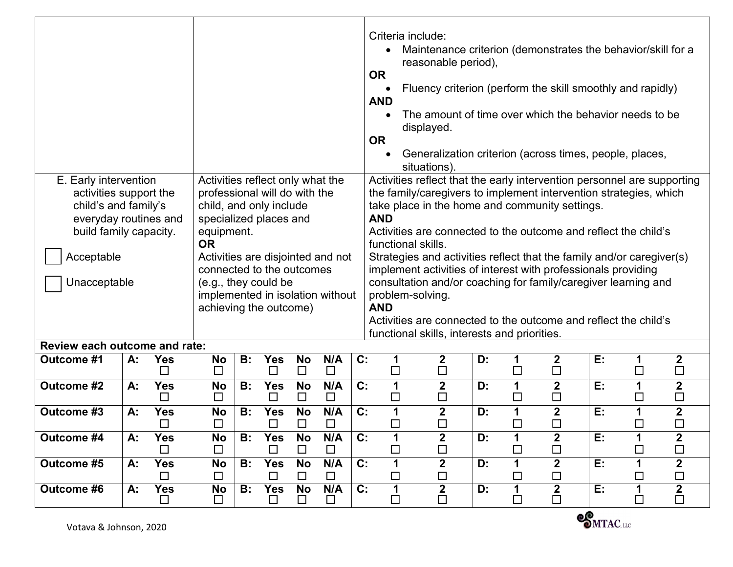| | | |
|---|---|---|
| | | Criteria include:<br>• Maintenance criterion (demonstrates the behavior/skill for a reasonable period),<br>**OR**<br>• Fluency criterion (perform the skill smoothly and rapidly)<br>**AND**<br>• The amount of time over which the behavior needs to be displayed.<br>**OR**<br>• Generalization criterion (across times, people, places, situations). |
| E. Early intervention activities support the child's and family's everyday routines and build family capacity.<br><br>☐ Acceptable<br><br>☐ Unacceptable | Activities reflect only what the professional will do with the child, and only include specialized places and equipment.<br>**OR**<br>Activities are disjointed and not connected to the outcomes (e.g., they could be implemented in isolation without achieving the outcome) | Activities reflect that the early intervention personnel are supporting the family/caregivers to implement intervention strategies, which take place in the home and community settings.<br>**AND**<br>Activities are connected to the outcome and reflect the child's functional skills.<br>Strategies and activities reflect that the family and/or caregiver(s) implement activities of interest with professionals providing consultation and/or coaching for family/caregiver learning and problem-solving.<br>**AND**<br>Activities are connected to the outcome and reflect the child's functional skills, interests and priorities. |

**Review each outcome and rate:**

| | A: | | B: | | | C: | | D: | | E: | |
|---|---|---|---|---|---|---|---|---|---|---|---|
| **Outcome #1** | **Yes** ☐ | **No** ☐ | **Yes** ☐ | **No** ☐ | **N/A** ☐ | **1** ☐ | **2** ☐ | **1** ☐ | **2** ☐ | **1** ☐ | **2** ☐ |
| **Outcome #2** | **Yes** ☐ | **No** ☐ | **Yes** ☐ | **No** ☐ | **N/A** ☐ | **1** ☐ | **2** ☐ | **1** ☐ | **2** ☐ | **1** ☐ | **2** ☐ |
| **Outcome #3** | **Yes** ☐ | **No** ☐ | **Yes** ☐ | **No** ☐ | **N/A** ☐ | **1** ☐ | **2** ☐ | **1** ☐ | **2** ☐ | **1** ☐ | **2** ☐ |
| **Outcome #4** | **Yes** ☐ | **No** ☐ | **Yes** ☐ | **No** ☐ | **N/A** ☐ | **1** ☐ | **2** ☐ | **1** ☐ | **2** ☐ | **1** ☐ | **2** ☐ |
| **Outcome #5** | **Yes** ☐ | **No** ☐ | **Yes** ☐ | **No** ☐ | **N/A** ☐ | **1** ☐ | **2** ☐ | **1** ☐ | **2** ☐ | **1** ☐ | **2** ☐ |
| **Outcome #6** | **Yes** ☐ | **No** ☐ | **Yes** ☐ | **No** ☐ | **N/A** ☐ | **1** ☐ | **2** ☐ | **1** ☐ | **2** ☐ | **1** ☐ | **2** ☐ |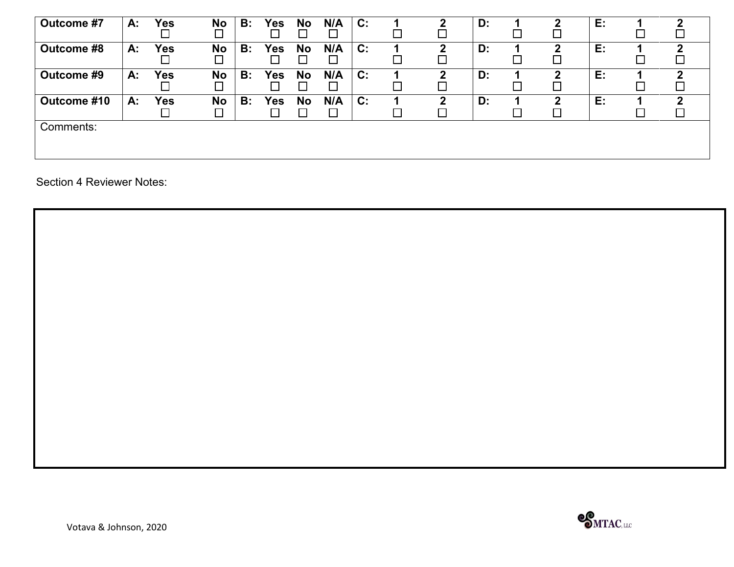| Outcome #7 | A: | Yes ☐ | No ☐ | B: | Yes ☐ | No ☐ | N/A ☐ | C: | 1 ☐ | 2 ☐ | D: | 1 ☐ | 2 ☐ | E: | 1 ☐ | 2 ☐ |
|---|---|---|---|---|---|---|---|---|---|---|---|---|---|---|---|---|
| Outcome #8 | A: | Yes ☐ | No ☐ | B: | Yes ☐ | No ☐ | N/A ☐ | C: | 1 ☐ | 2 ☐ | D: | 1 ☐ | 2 ☐ | E: | 1 ☐ | 2 ☐ |
| Outcome #9 | A: | Yes ☐ | No ☐ | B: | Yes ☐ | No ☐ | N/A ☐ | C: | 1 ☐ | 2 ☐ | D: | 1 ☐ | 2 ☐ | E: | 1 ☐ | 2 ☐ |
| Outcome #10 | A: | Yes ☐ | No ☐ | B: | Yes ☐ | No ☐ | N/A ☐ | C: | 1 ☐ | 2 ☐ | D: | 1 ☐ | 2 ☐ | E: | 1 ☐ | 2 ☐ |
| Comments: | | | | | | | | | | | | | | | | |

Section 4 Reviewer Notes:

Votava & Johnson, 2020

MTAC, LLC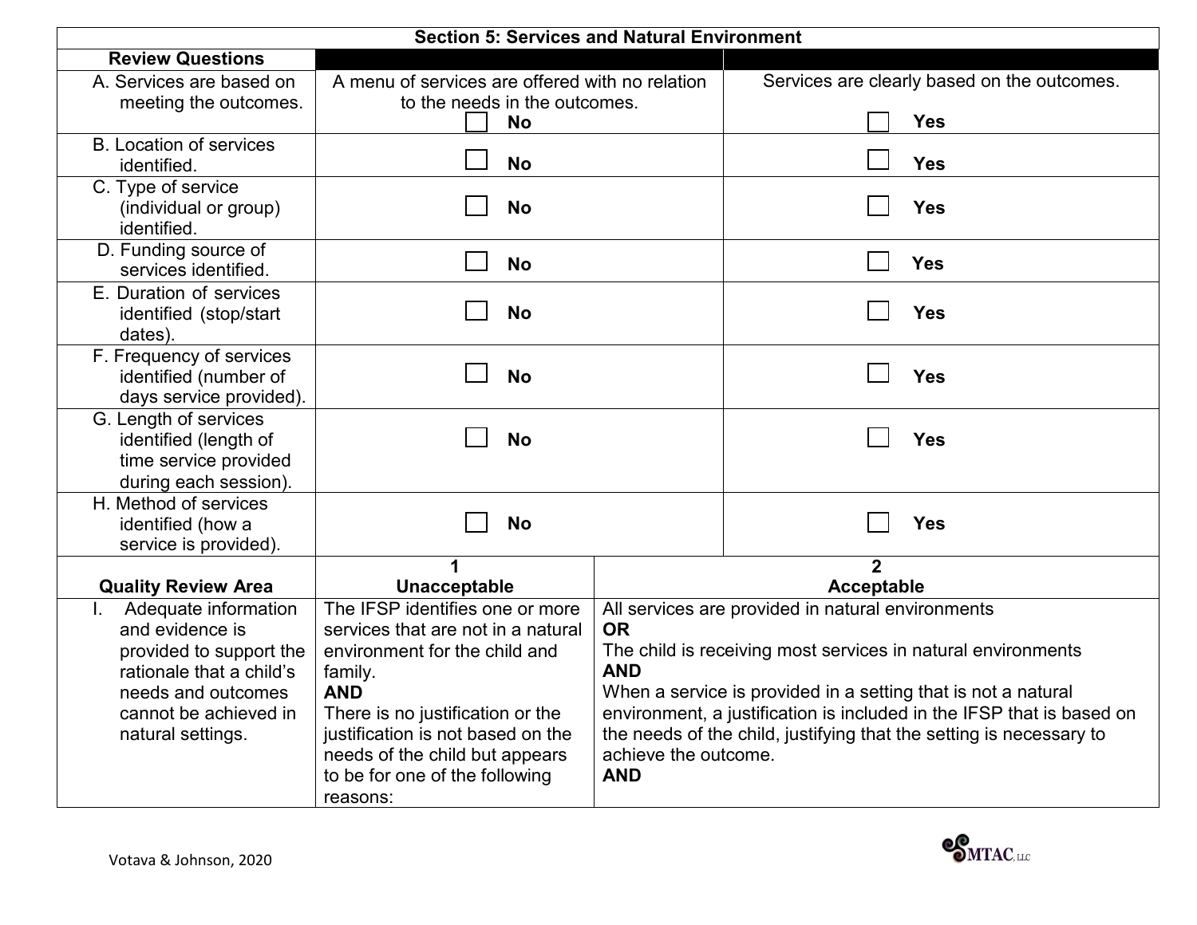| Section 5: Services and Natural Environment | | |
|---|---|---|
| **Review Questions** | | |
| A. Services are based on meeting the outcomes. | A menu of services are offered with no relation to the needs in the outcomes.<br>☐ **No** | Services are clearly based on the outcomes.<br>☐ **Yes** |
| B. Location of services identified. | ☐ **No** | ☐ **Yes** |
| C. Type of service (individual or group) identified. | ☐ **No** | ☐ **Yes** |
| D. Funding source of services identified. | ☐ **No** | ☐ **Yes** |
| E. Duration of services identified (stop/start dates). | ☐ **No** | ☐ **Yes** |
| F. Frequency of services identified (number of days service provided). | ☐ **No** | ☐ **Yes** |
| G. Length of services identified (length of time service provided during each session). | ☐ **No** | ☐ **Yes** |
| H. Method of services identified (how a service is provided). | ☐ **No** | ☐ **Yes** |
| **Quality Review Area** | **1**<br>**Unacceptable** | **2**<br>**Acceptable** |
| I. Adequate information and evidence is provided to support the rationale that a child's needs and outcomes cannot be achieved in natural settings. | The IFSP identifies one or more services that are not in a natural environment for the child and family.<br>**AND**<br>There is no justification or the justification is not based on the needs of the child but appears to be for one of the following reasons: | All services are provided in natural environments<br>**OR**<br>The child is receiving most services in natural environments<br>**AND**<br>When a service is provided in a setting that is not a natural environment, a justification is included in the IFSP that is based on the needs of the child, justifying that the setting is necessary to achieve the outcome.<br>**AND** |

Votava & Johnson, 2020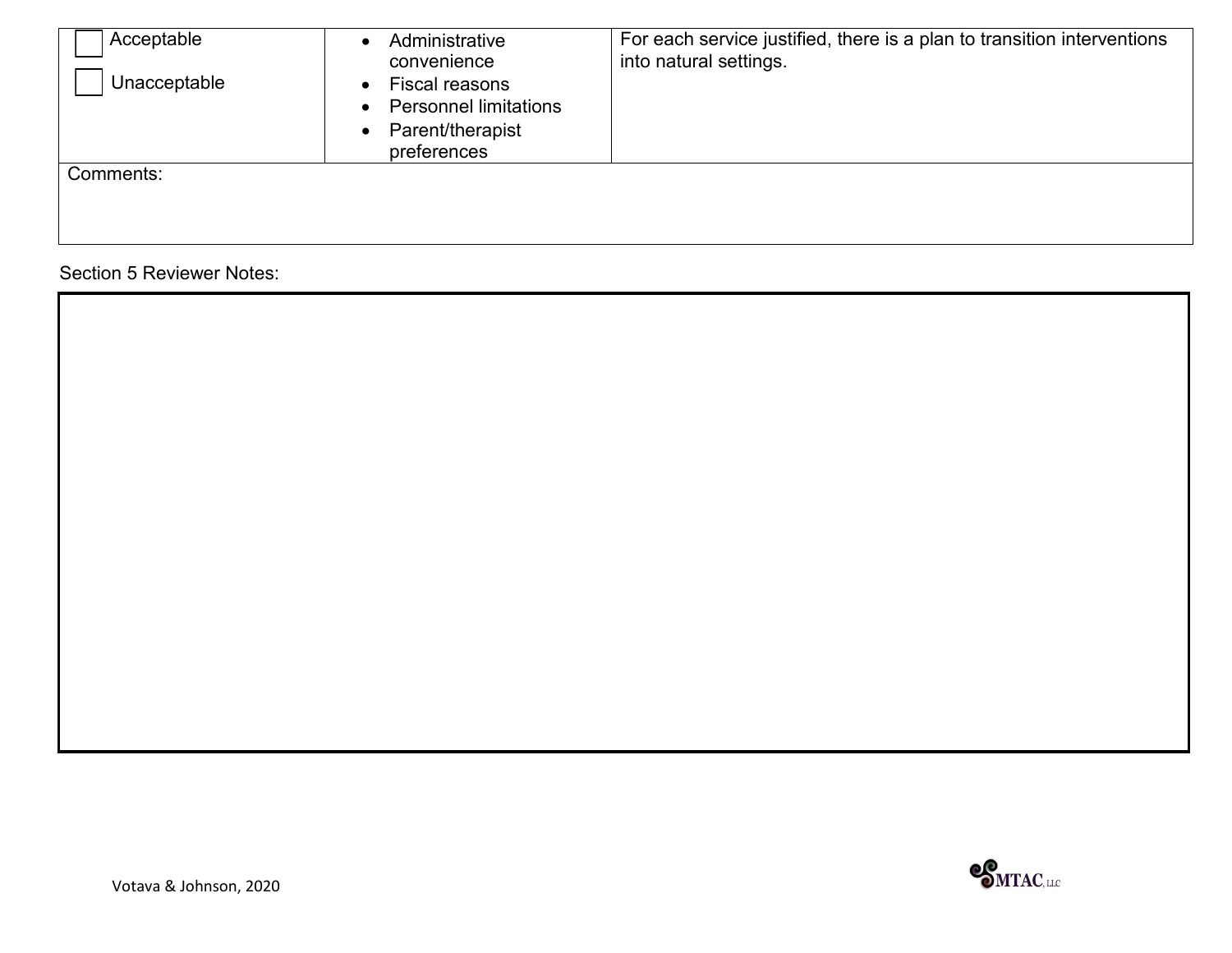| | | |
|---|---|---|
| ☐ Acceptable<br><br>☐ Unacceptable | • Administrative convenience<br>• Fiscal reasons<br>• Personnel limitations<br>• Parent/therapist preferences | For each service justified, there is a plan to transition interventions into natural settings. |
| Comments: | | |

Section 5 Reviewer Notes:

Votava & Johnson, 2020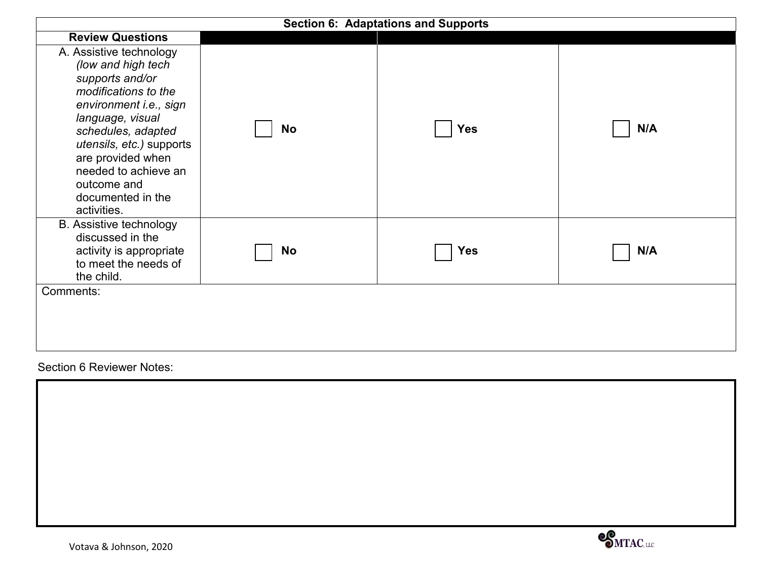| Section 6: Adaptations and Supports | | | |
|---|---|---|---|
| **Review Questions** | | | |
| A. Assistive technology *(low and high tech supports and/or modifications to the environment i.e., sign language, visual schedules, adapted utensils, etc.)* supports are provided when needed to achieve an outcome and documented in the activities. | ☐ **No** | ☐ **Yes** | ☐ **N/A** |
| B. Assistive technology discussed in the activity is appropriate to meet the needs of the child. | ☐ **No** | ☐ **Yes** | ☐ **N/A** |
| Comments: | | | |

Section 6 Reviewer Notes:

| |
|---|
| |

Votava & Johnson, 2020

MTAC, LLC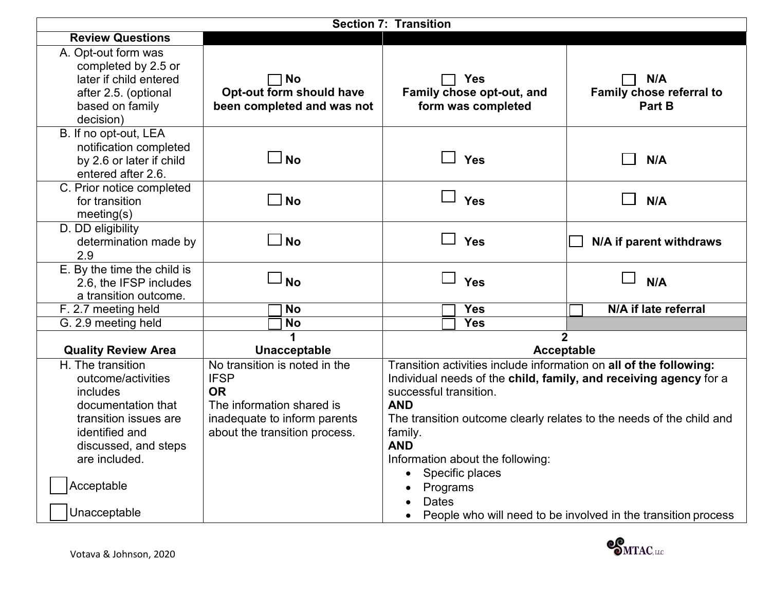## Section 7: Transition

| Review Questions | | | |
|---|---|---|---|
| A. Opt-out form was completed by 2.5 or later if child entered after 2.5. (optional based on family decision) | ☐ **No** **Opt-out form should have been completed and was not** | ☐ **Yes** **Family chose opt-out, and form was completed** | ☐ **N/A** **Family chose referral to Part B** |
| B. If no opt-out, LEA notification completed by 2.6 or later if child entered after 2.6. | ☐ **No** | ☐ **Yes** | ☐ **N/A** |
| C. Prior notice completed for transition meeting(s) | ☐ **No** | ☐ **Yes** | ☐ **N/A** |
| D. DD eligibility determination made by 2.9 | ☐ **No** | ☐ **Yes** | ☐ **N/A if parent withdraws** |
| E. By the time the child is 2.6, the IFSP includes a transition outcome. | ☐ **No** | ☐ **Yes** | ☐ **N/A** |
| F. 2.7 meeting held | ☐ **No** | ☐ **Yes** | ☐ **N/A if late referral** |
| G. 2.9 meeting held | ☐ **No** | ☐ **Yes** | |

| Quality Review Area | 1 Unacceptable | 2 Acceptable |
|---|---|---|
| H. The transition outcome/activities includes documentation that transition issues are identified and discussed, and steps are included. ☐ Acceptable ☐ Unacceptable | No transition is noted in the IFSP **OR** The information shared is inadequate to inform parents about the transition process. | Transition activities include information on **all of the following:** Individual needs of the **child, family, and receiving agency** for a successful transition. **AND** The transition outcome clearly relates to the needs of the child and family. **AND** Information about the following: • Specific places • Programs • Dates • People who will need to be involved in the transition process |

Votava & Johnson, 2020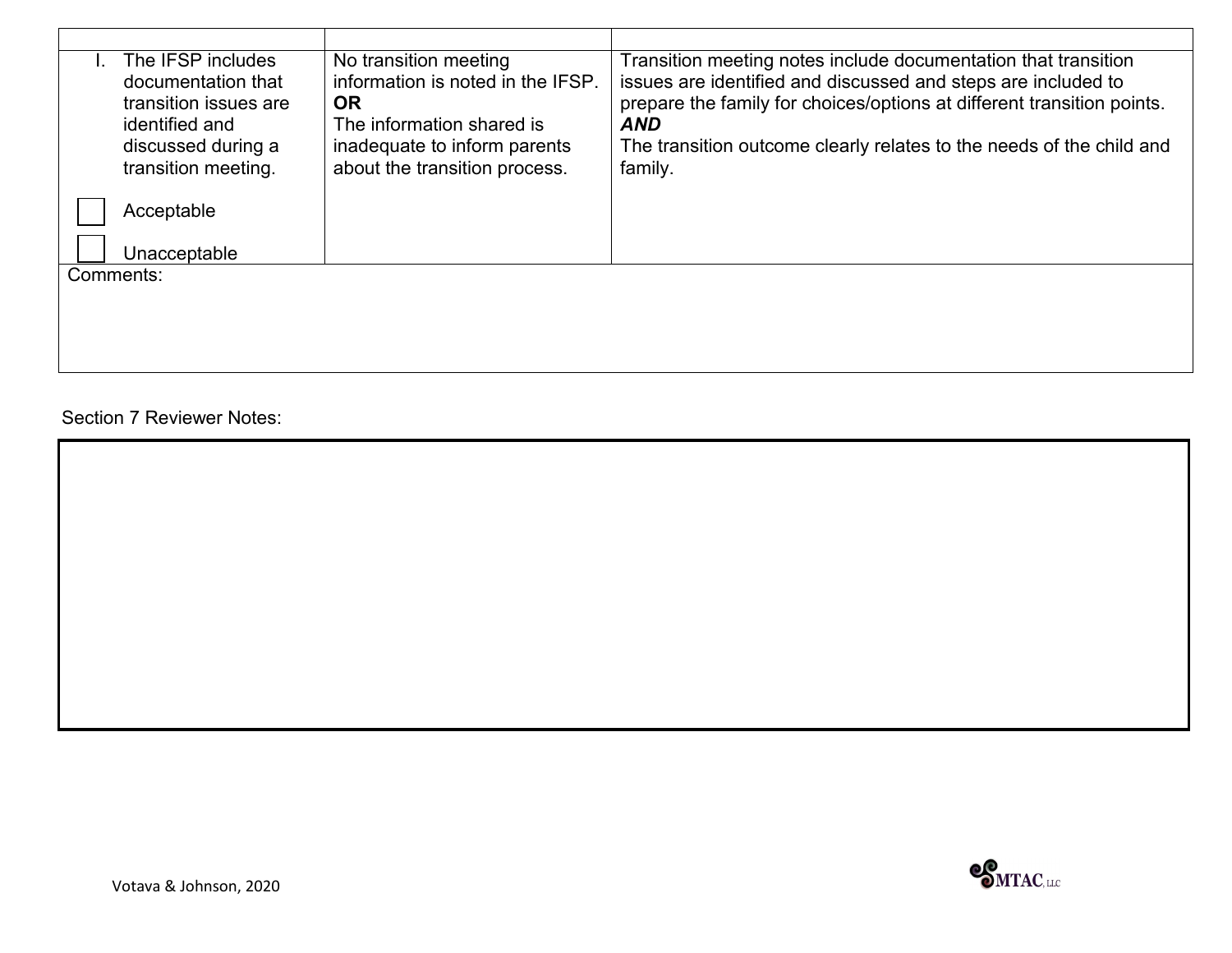| | | |
|---|---|---|
| I. The IFSP includes documentation that transition issues are identified and discussed during a transition meeting.<br><br>☐ Acceptable<br><br>☐ Unacceptable | No transition meeting information is noted in the IFSP.<br>**OR**<br>The information shared is inadequate to inform parents about the transition process. | Transition meeting notes include documentation that transition issues are identified and discussed and steps are included to prepare the family for choices/options at different transition points.<br>***AND***<br>The transition outcome clearly relates to the needs of the child and family. |
| Comments: | | |

Section 7 Reviewer Notes:

Votava & Johnson, 2020

MTAC, LLC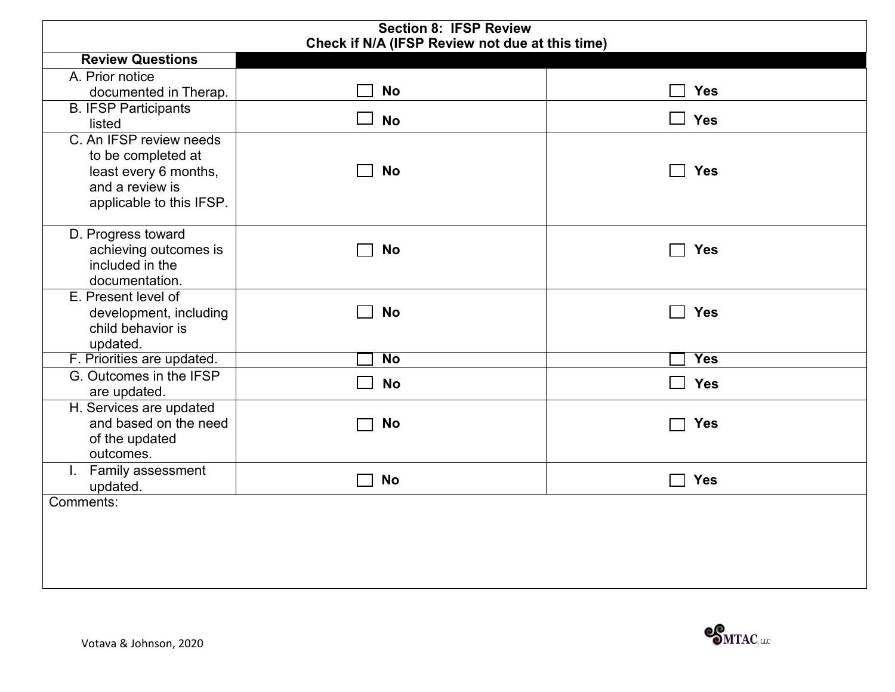| **Section 8: IFSP Review**<br>**Check if N/A (IFSP Review not due at this time)** | | |
|---|---|---|
| **Review Questions** | | |
| A. Prior notice documented in Therap. | ☐ **No** | ☐ **Yes** |
| B. IFSP Participants listed | ☐ **No** | ☐ **Yes** |
| C. An IFSP review needs to be completed at least every 6 months, and a review is applicable to this IFSP. | ☐ **No** | ☐ **Yes** |
| D. Progress toward achieving outcomes is included in the documentation. | ☐ **No** | ☐ **Yes** |
| E. Present level of development, including child behavior is updated. | ☐ **No** | ☐ **Yes** |
| F. Priorities are updated. | ☐ **No** | ☐ **Yes** |
| G. Outcomes in the IFSP are updated. | ☐ **No** | ☐ **Yes** |
| H. Services are updated and based on the need of the updated outcomes. | ☐ **No** | ☐ **Yes** |
| I. Family assessment updated. | ☐ **No** | ☐ **Yes** |
| Comments: | | |

Votava & Johnson, 2020

MTAC, LLC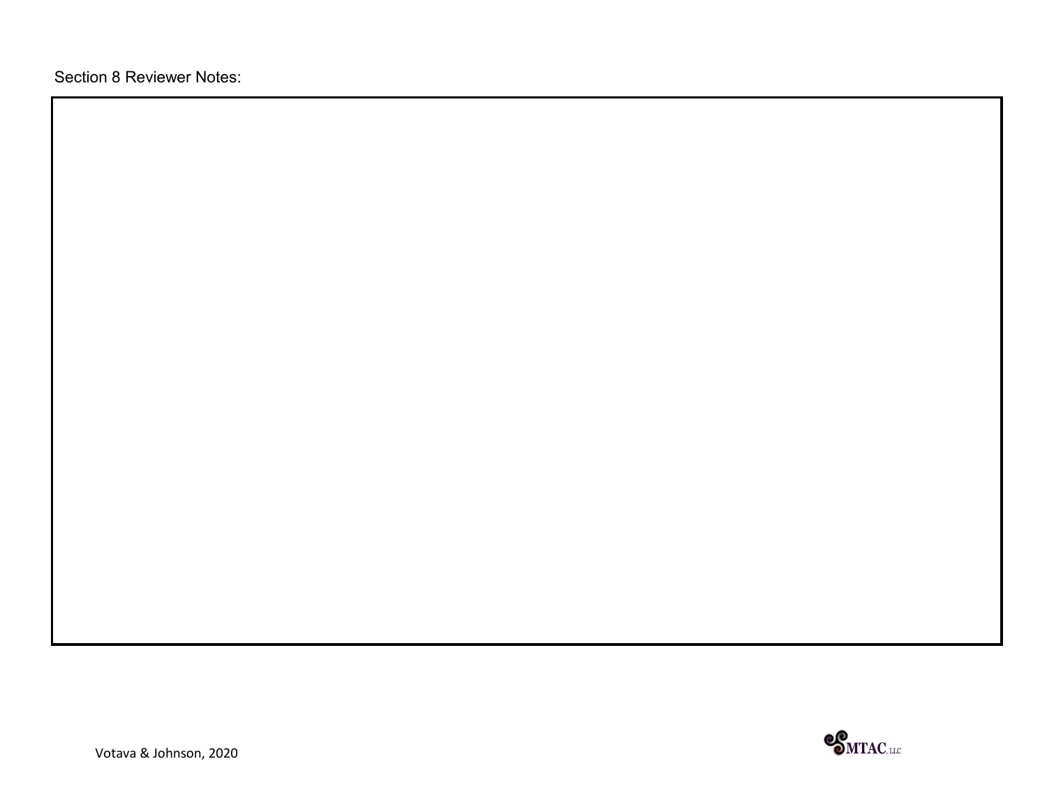Section 8 Reviewer Notes:

Votava & Johnson, 2020

MTAC, LLC